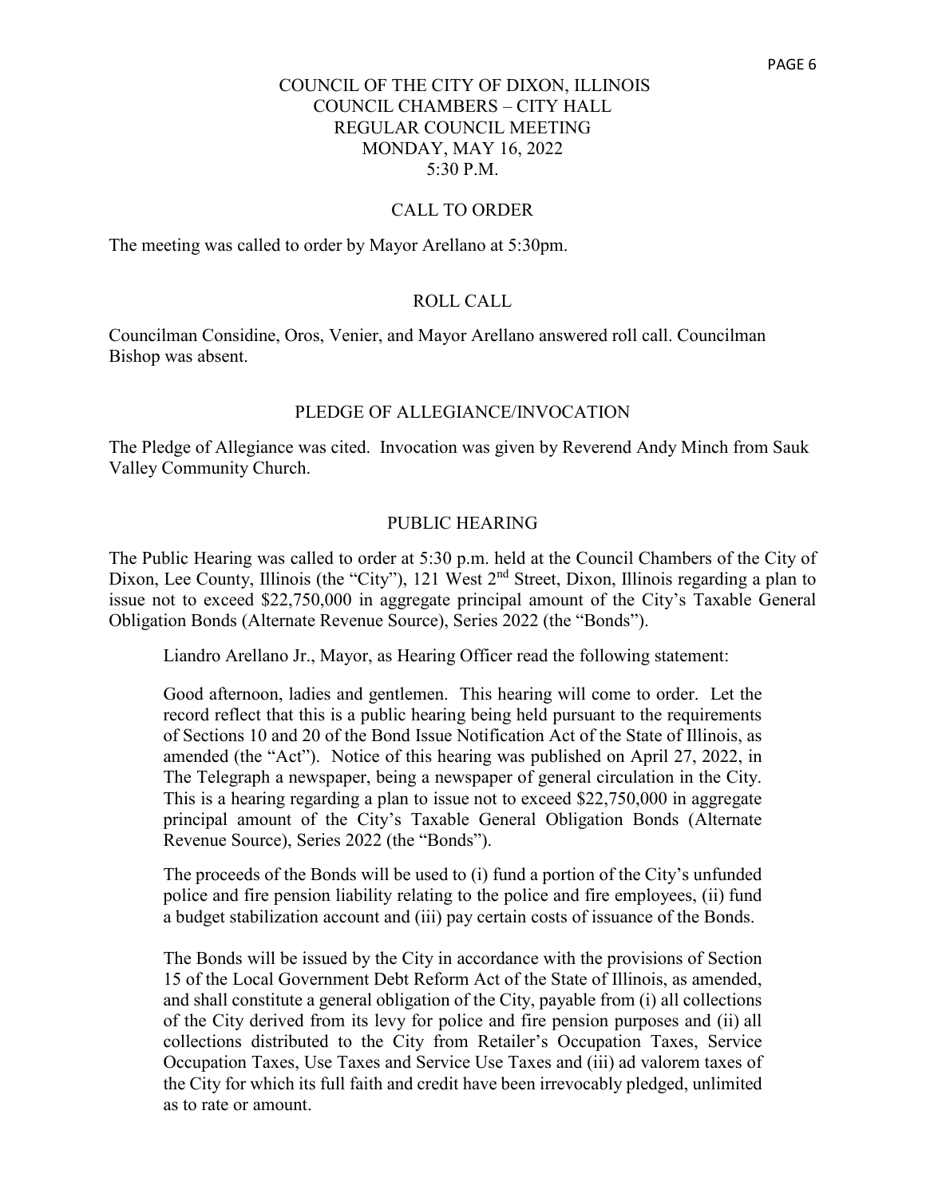# COUNCIL OF THE CITY OF DIXON, ILLINOIS
## COUNCIL CHAMBERS – CITY HALL
## REGULAR COUNCIL MEETING
## MONDAY, MAY 16, 2022
## 5:30 P.M.

### CALL TO ORDER

The meeting was called to order by Mayor Arellano at 5:30pm.

### ROLL CALL

Councilman Considine, Oros, Venier, and Mayor Arellano answered roll call. Councilman Bishop was absent.

### PLEDGE OF ALLEGIANCE/INVOCATION

The Pledge of Allegiance was cited. Invocation was given by Reverend Andy Minch from Sauk Valley Community Church.

### PUBLIC HEARING

The Public Hearing was called to order at 5:30 p.m. held at the Council Chambers of the City of Dixon, Lee County, Illinois (the "City"), 121 West 2nd Street, Dixon, Illinois regarding a plan to issue not to exceed $22,750,000 in aggregate principal amount of the City's Taxable General Obligation Bonds (Alternate Revenue Source), Series 2022 (the "Bonds").

> Liandro Arellano Jr., Mayor, as Hearing Officer read the following statement:
>
> Good afternoon, ladies and gentlemen. This hearing will come to order. Let the record reflect that this is a public hearing being held pursuant to the requirements of Sections 10 and 20 of the Bond Issue Notification Act of the State of Illinois, as amended (the "Act"). Notice of this hearing was published on April 27, 2022, in The Telegraph a newspaper, being a newspaper of general circulation in the City. This is a hearing regarding a plan to issue not to exceed $22,750,000 in aggregate principal amount of the City's Taxable General Obligation Bonds (Alternate Revenue Source), Series 2022 (the "Bonds").
>
> The proceeds of the Bonds will be used to (i) fund a portion of the City's unfunded police and fire pension liability relating to the police and fire employees, (ii) fund a budget stabilization account and (iii) pay certain costs of issuance of the Bonds.
>
> The Bonds will be issued by the City in accordance with the provisions of Section 15 of the Local Government Debt Reform Act of the State of Illinois, as amended, and shall constitute a general obligation of the City, payable from (i) all collections of the City derived from its levy for police and fire pension purposes and (ii) all collections distributed to the City from Retailer's Occupation Taxes, Service Occupation Taxes, Use Taxes and Service Use Taxes and (iii) ad valorem taxes of the City for which its full faith and credit have been irrevocably pledged, unlimited as to rate or amount.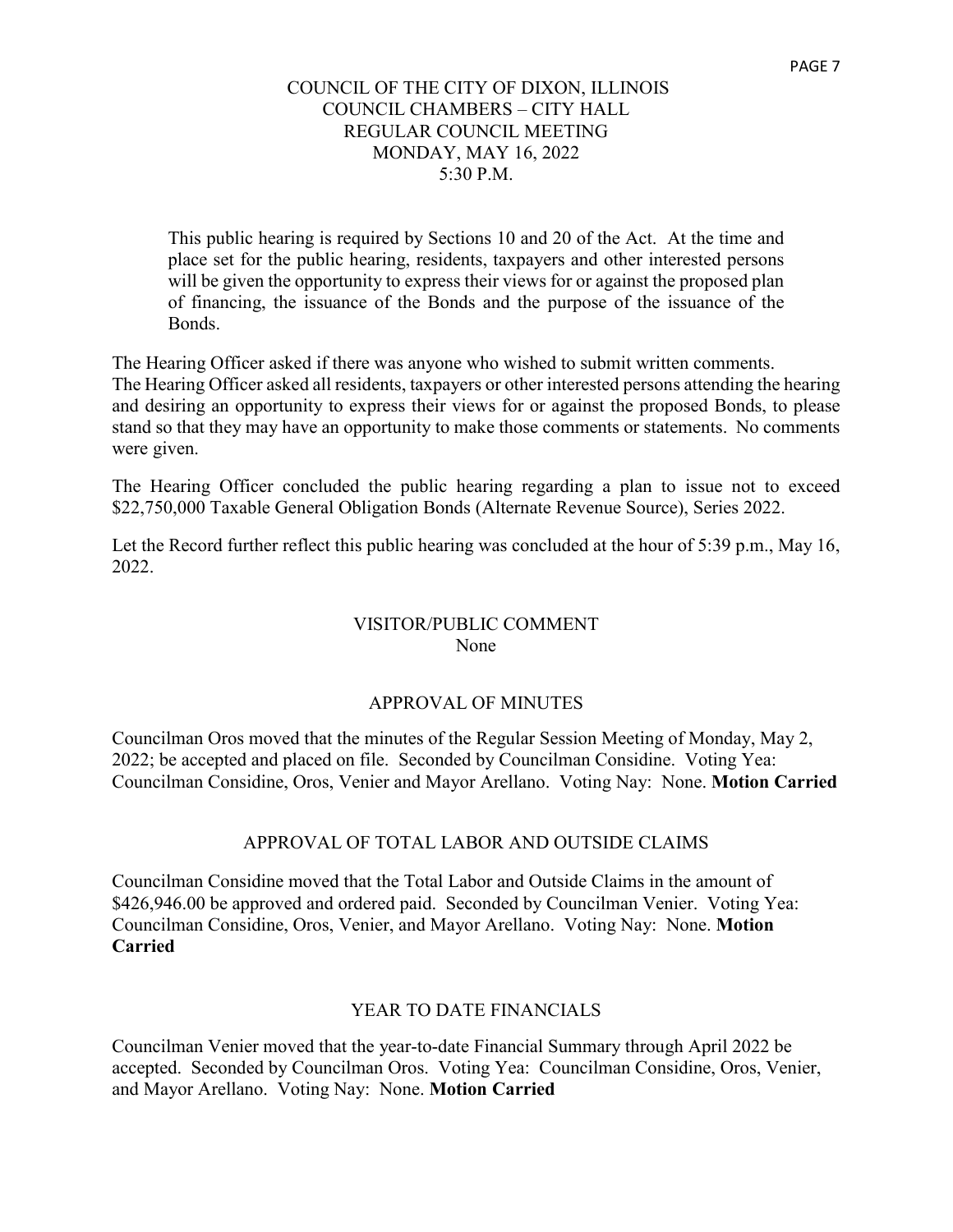COUNCIL OF THE CITY OF DIXON, ILLINOIS
COUNCIL CHAMBERS – CITY HALL
REGULAR COUNCIL MEETING
MONDAY, MAY 16, 2022
5:30 P.M.

> This public hearing is required by Sections 10 and 20 of the Act. At the time and place set for the public hearing, residents, taxpayers and other interested persons will be given the opportunity to express their views for or against the proposed plan of financing, the issuance of the Bonds and the purpose of the issuance of the Bonds.

The Hearing Officer asked if there was anyone who wished to submit written comments. The Hearing Officer asked all residents, taxpayers or other interested persons attending the hearing and desiring an opportunity to express their views for or against the proposed Bonds, to please stand so that they may have an opportunity to make those comments or statements. No comments were given.

The Hearing Officer concluded the public hearing regarding a plan to issue not to exceed $22,750,000 Taxable General Obligation Bonds (Alternate Revenue Source), Series 2022.

Let the Record further reflect this public hearing was concluded at the hour of 5:39 p.m., May 16, 2022.

## VISITOR/PUBLIC COMMENT

None

## APPROVAL OF MINUTES

Councilman Oros moved that the minutes of the Regular Session Meeting of Monday, May 2, 2022; be accepted and placed on file. Seconded by Councilman Considine. Voting Yea: Councilman Considine, Oros, Venier and Mayor Arellano. Voting Nay: None. **Motion Carried**

## APPROVAL OF TOTAL LABOR AND OUTSIDE CLAIMS

Councilman Considine moved that the Total Labor and Outside Claims in the amount of $426,946.00 be approved and ordered paid. Seconded by Councilman Venier. Voting Yea: Councilman Considine, Oros, Venier, and Mayor Arellano. Voting Nay: None. **Motion Carried**

## YEAR TO DATE FINANCIALS

Councilman Venier moved that the year-to-date Financial Summary through April 2022 be accepted. Seconded by Councilman Oros. Voting Yea: Councilman Considine, Oros, Venier, and Mayor Arellano. Voting Nay: None. **Motion Carried**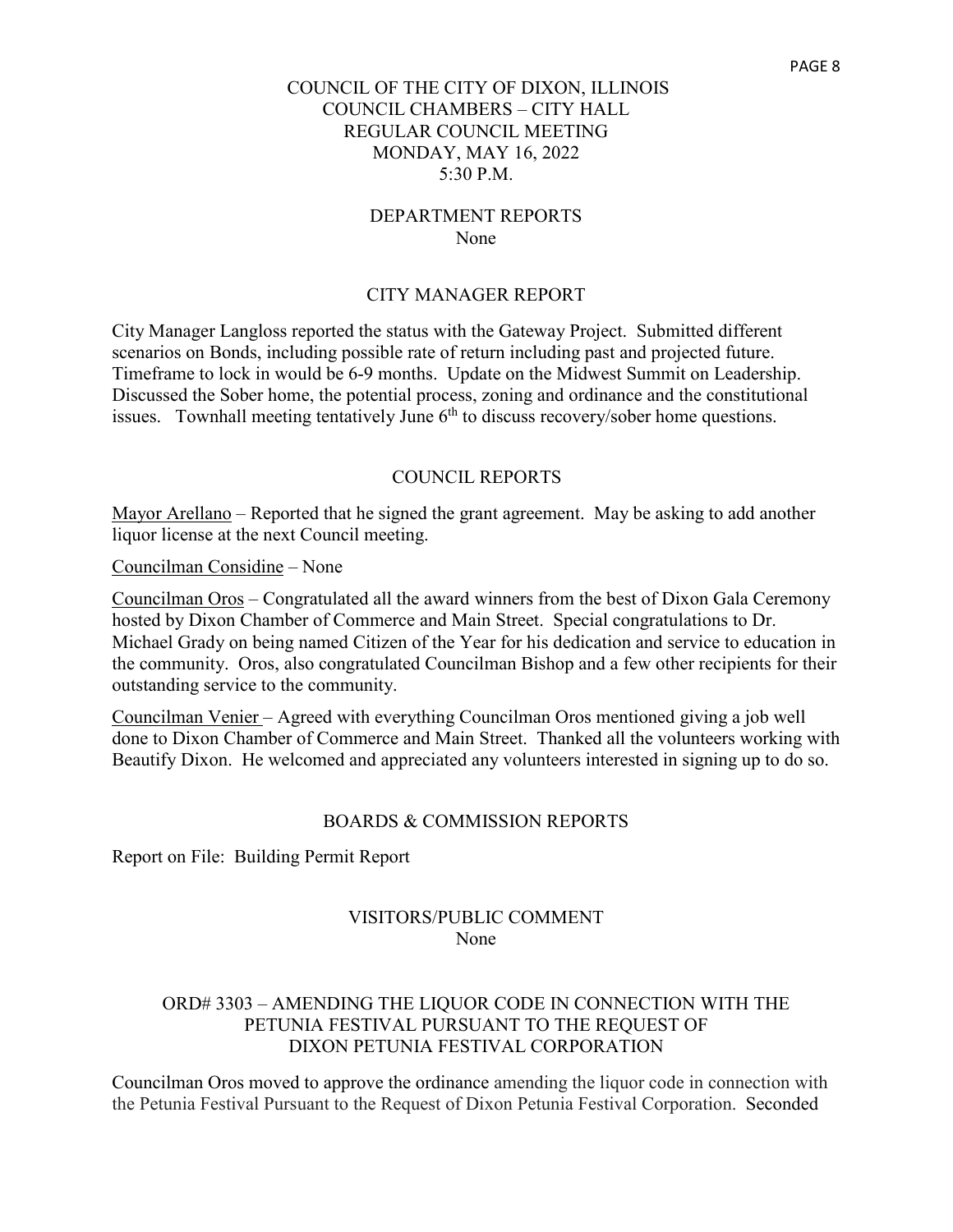# COUNCIL OF THE CITY OF DIXON, ILLINOIS
## COUNCIL CHAMBERS – CITY HALL
## REGULAR COUNCIL MEETING
## MONDAY, MAY 16, 2022
## 5:30 P.M.

### DEPARTMENT REPORTS

None

### CITY MANAGER REPORT

City Manager Langloss reported the status with the Gateway Project. Submitted different scenarios on Bonds, including possible rate of return including past and projected future. Timeframe to lock in would be 6-9 months. Update on the Midwest Summit on Leadership. Discussed the Sober home, the potential process, zoning and ordinance and the constitutional issues. Townhall meeting tentatively June 6th to discuss recovery/sober home questions.

### COUNCIL REPORTS

Mayor Arellano – Reported that he signed the grant agreement. May be asking to add another liquor license at the next Council meeting.

Councilman Considine – None

Councilman Oros – Congratulated all the award winners from the best of Dixon Gala Ceremony hosted by Dixon Chamber of Commerce and Main Street. Special congratulations to Dr. Michael Grady on being named Citizen of the Year for his dedication and service to education in the community. Oros, also congratulated Councilman Bishop and a few other recipients for their outstanding service to the community.

Councilman Venier – Agreed with everything Councilman Oros mentioned giving a job well done to Dixon Chamber of Commerce and Main Street. Thanked all the volunteers working with Beautify Dixon. He welcomed and appreciated any volunteers interested in signing up to do so.

### BOARDS & COMMISSION REPORTS

Report on File: Building Permit Report

### VISITORS/PUBLIC COMMENT

None

### ORD# 3303 – AMENDING THE LIQUOR CODE IN CONNECTION WITH THE PETUNIA FESTIVAL PURSUANT TO THE REQUEST OF DIXON PETUNIA FESTIVAL CORPORATION

Councilman Oros moved to approve the ordinance amending the liquor code in connection with the Petunia Festival Pursuant to the Request of Dixon Petunia Festival Corporation. Seconded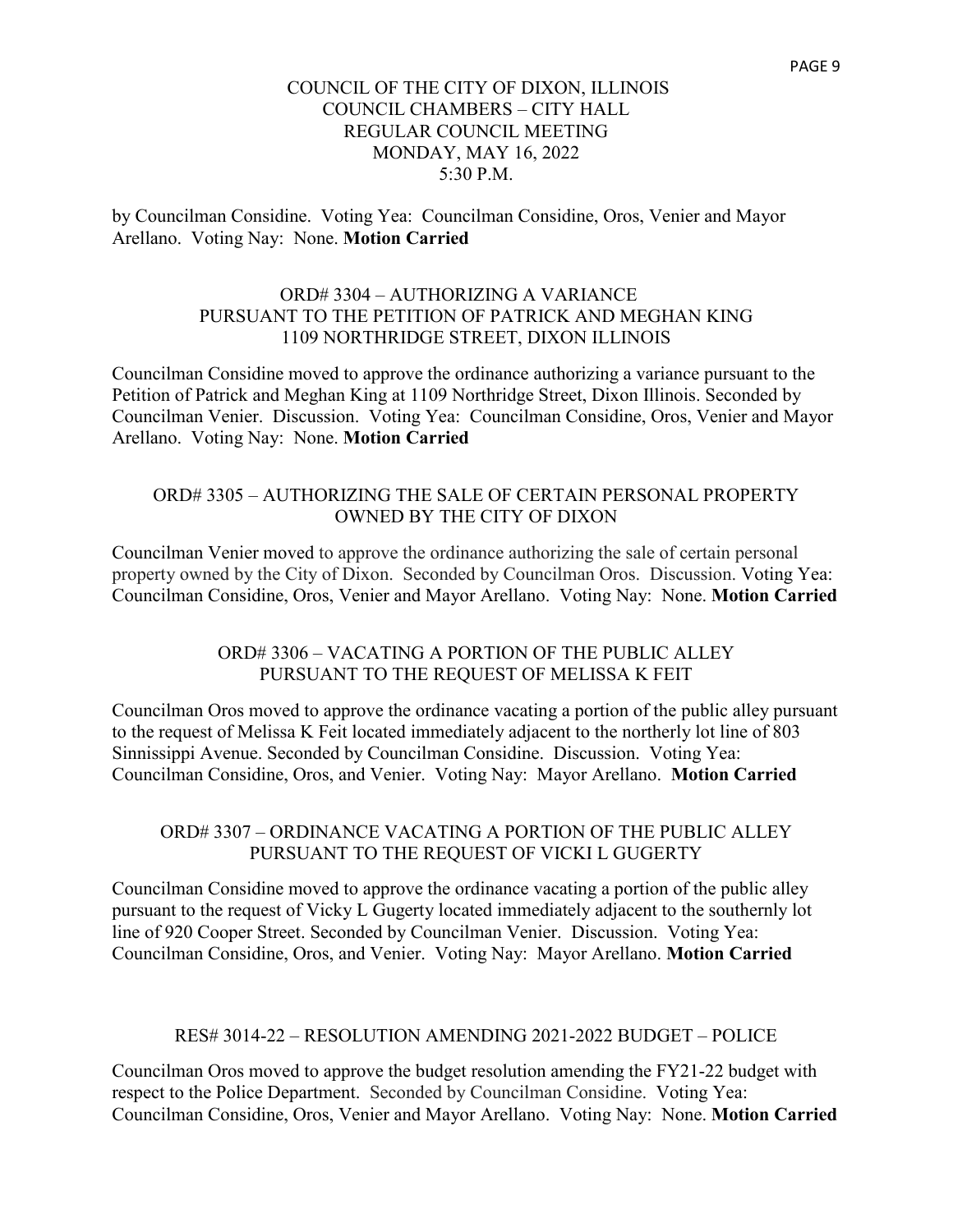COUNCIL OF THE CITY OF DIXON, ILLINOIS
COUNCIL CHAMBERS – CITY HALL
REGULAR COUNCIL MEETING
MONDAY, MAY 16, 2022
5:30 P.M.

by Councilman Considine. Voting Yea: Councilman Considine, Oros, Venier and Mayor Arellano. Voting Nay: None. **Motion Carried**

### ORD# 3304 – AUTHORIZING A VARIANCE PURSUANT TO THE PETITION OF PATRICK AND MEGHAN KING 1109 NORTHRIDGE STREET, DIXON ILLINOIS

Councilman Considine moved to approve the ordinance authorizing a variance pursuant to the Petition of Patrick and Meghan King at 1109 Northridge Street, Dixon Illinois. Seconded by Councilman Venier. Discussion. Voting Yea: Councilman Considine, Oros, Venier and Mayor Arellano. Voting Nay: None. **Motion Carried**

### ORD# 3305 – AUTHORIZING THE SALE OF CERTAIN PERSONAL PROPERTY OWNED BY THE CITY OF DIXON

Councilman Venier moved to approve the ordinance authorizing the sale of certain personal property owned by the City of Dixon. Seconded by Councilman Oros. Discussion. Voting Yea: Councilman Considine, Oros, Venier and Mayor Arellano. Voting Nay: None. **Motion Carried**

### ORD# 3306 – VACATING A PORTION OF THE PUBLIC ALLEY PURSUANT TO THE REQUEST OF MELISSA K FEIT

Councilman Oros moved to approve the ordinance vacating a portion of the public alley pursuant to the request of Melissa K Feit located immediately adjacent to the northerly lot line of 803 Sinnissippi Avenue. Seconded by Councilman Considine. Discussion. Voting Yea: Councilman Considine, Oros, and Venier. Voting Nay: Mayor Arellano. **Motion Carried**

### ORD# 3307 – ORDINANCE VACATING A PORTION OF THE PUBLIC ALLEY PURSUANT TO THE REQUEST OF VICKI L GUGERTY

Councilman Considine moved to approve the ordinance vacating a portion of the public alley pursuant to the request of Vicky L Gugerty located immediately adjacent to the southernly lot line of 920 Cooper Street. Seconded by Councilman Venier. Discussion. Voting Yea: Councilman Considine, Oros, and Venier. Voting Nay: Mayor Arellano. **Motion Carried**

### RES# 3014-22 – RESOLUTION AMENDING 2021-2022 BUDGET – POLICE

Councilman Oros moved to approve the budget resolution amending the FY21-22 budget with respect to the Police Department. Seconded by Councilman Considine. Voting Yea: Councilman Considine, Oros, Venier and Mayor Arellano. Voting Nay: None. **Motion Carried**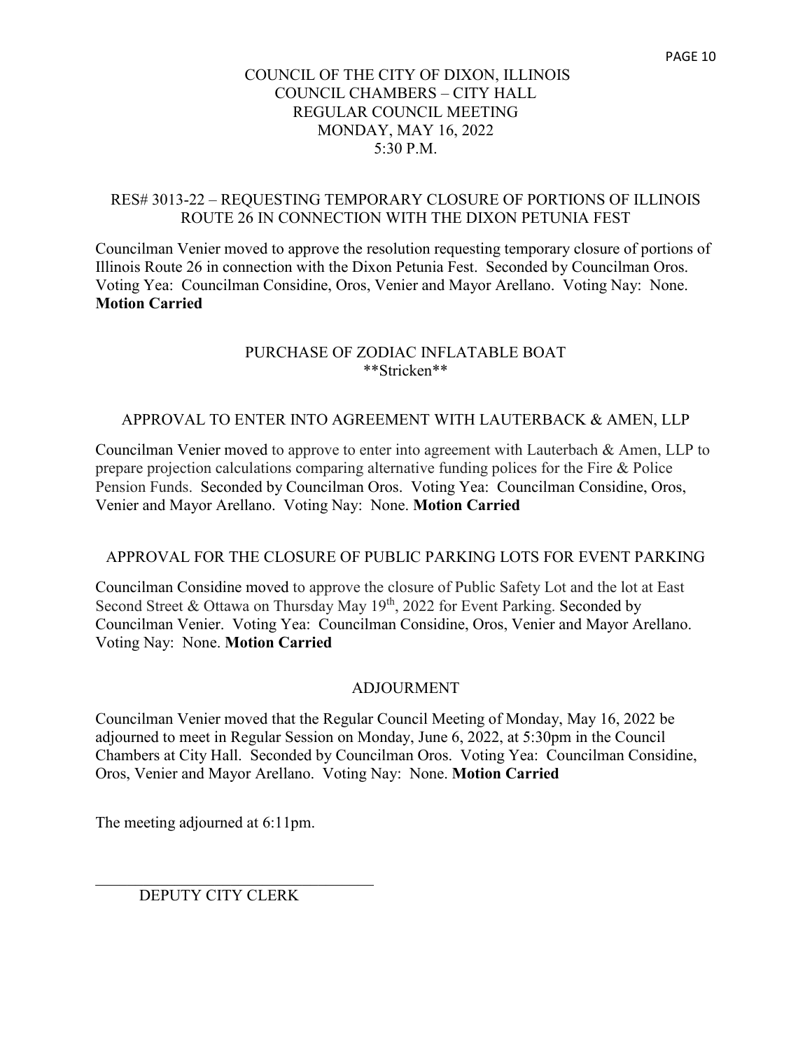COUNCIL OF THE CITY OF DIXON, ILLINOIS
COUNCIL CHAMBERS – CITY HALL
REGULAR COUNCIL MEETING
MONDAY, MAY 16, 2022
5:30 P.M.

RES# 3013-22 – REQUESTING TEMPORARY CLOSURE OF PORTIONS OF ILLINOIS ROUTE 26 IN CONNECTION WITH THE DIXON PETUNIA FEST

Councilman Venier moved to approve the resolution requesting temporary closure of portions of Illinois Route 26 in connection with the Dixon Petunia Fest. Seconded by Councilman Oros. Voting Yea: Councilman Considine, Oros, Venier and Mayor Arellano. Voting Nay: None. **Motion Carried**

PURCHASE OF ZODIAC INFLATABLE BOAT
**Stricken**

APPROVAL TO ENTER INTO AGREEMENT WITH LAUTERBACK & AMEN, LLP

Councilman Venier moved to approve to enter into agreement with Lauterbach & Amen, LLP to prepare projection calculations comparing alternative funding polices for the Fire & Police Pension Funds. Seconded by Councilman Oros. Voting Yea: Councilman Considine, Oros, Venier and Mayor Arellano. Voting Nay: None. **Motion Carried**

APPROVAL FOR THE CLOSURE OF PUBLIC PARKING LOTS FOR EVENT PARKING

Councilman Considine moved to approve the closure of Public Safety Lot and the lot at East Second Street & Ottawa on Thursday May 19th, 2022 for Event Parking. Seconded by Councilman Venier. Voting Yea: Councilman Considine, Oros, Venier and Mayor Arellano. Voting Nay: None. **Motion Carried**

ADJOURMENT

Councilman Venier moved that the Regular Council Meeting of Monday, May 16, 2022 be adjourned to meet in Regular Session on Monday, June 6, 2022, at 5:30pm in the Council Chambers at City Hall. Seconded by Councilman Oros. Voting Yea: Councilman Considine, Oros, Venier and Mayor Arellano. Voting Nay: None. **Motion Carried**

The meeting adjourned at 6:11pm.

\_\_\_\_\_\_\_\_\_\_\_\_\_\_\_\_\_\_\_\_\_\_\_\_\_\_\_\_\_\_\_\_\_\_\_\_
DEPUTY CITY CLERK